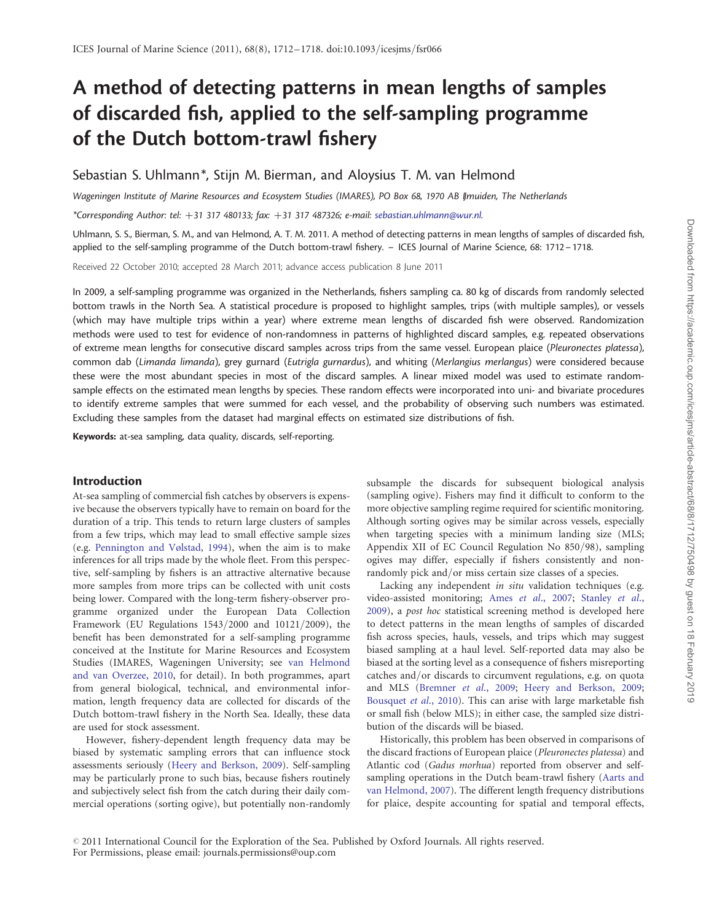# A method of detecting patterns in mean lengths of samples of discarded fish, applied to the self-sampling programme of the Dutch bottom-trawl fishery

Sebastian S. Uhlmann*, Stijn M. Bierman, and Aloysius T. M. van Helmond

*Wageningen Institute of Marine Resources and Ecosystem Studies (IMARES), PO Box 68, 1970 AB IJmuiden, The Netherlands*

*Corresponding Author: tel: +31 317 480133; fax: +31 317 487326; e-mail: sebastian.uhlmann@wur.nl.

Uhlmann, S. S., Bierman, S. M., and van Helmond, A. T. M. 2011. A method of detecting patterns in mean lengths of samples of discarded fish, applied to the self-sampling programme of the Dutch bottom-trawl fishery. – ICES Journal of Marine Science, 68: 1712–1718.

Received 22 October 2010; accepted 28 March 2011; advance access publication 8 June 2011

In 2009, a self-sampling programme was organized in the Netherlands, fishers sampling ca. 80 kg of discards from randomly selected bottom trawls in the North Sea. A statistical procedure is proposed to highlight samples, trips (with multiple samples), or vessels (which may have multiple trips within a year) where extreme mean lengths of discarded fish were observed. Randomization methods were used to test for evidence of non-randomness in patterns of highlighted discard samples, e.g. repeated observations of extreme mean lengths for consecutive discard samples across trips from the same vessel. European plaice (*Pleuronectes platessa*), common dab (*Limanda limanda*), grey gurnard (*Eutrigla gurnardus*), and whiting (*Merlangius merlangus*) were considered because these were the most abundant species in most of the discard samples. A linear mixed model was used to estimate random-sample effects on the estimated mean lengths by species. These random effects were incorporated into uni- and bivariate procedures to identify extreme samples that were summed for each vessel, and the probability of observing such numbers was estimated. Excluding these samples from the dataset had marginal effects on estimated size distributions of fish.

**Keywords:** at-sea sampling, data quality, discards, self-reporting.

## Introduction

At-sea sampling of commercial fish catches by observers is expensive because the observers typically have to remain on board for the duration of a trip. This tends to return large clusters of samples from a few trips, which may lead to small effective sample sizes (e.g. Pennington and Vølstad, 1994), when the aim is to make inferences for all trips made by the whole fleet. From this perspective, self-sampling by fishers is an attractive alternative because more samples from more trips can be collected with unit costs being lower. Compared with the long-term fishery-observer programme organized under the European Data Collection Framework (EU Regulations 1543/2000 and 10121/2009), the benefit has been demonstrated for a self-sampling programme conceived at the Institute for Marine Resources and Ecosystem Studies (IMARES, Wageningen University; see van Helmond and van Overzee, 2010, for detail). In both programmes, apart from general biological, technical, and environmental information, length frequency data are collected for discards of the Dutch bottom-trawl fishery in the North Sea. Ideally, these data are used for stock assessment.

However, fishery-dependent length frequency data may be biased by systematic sampling errors that can influence stock assessments seriously (Heery and Berkson, 2009). Self-sampling may be particularly prone to such bias, because fishers routinely and subjectively select fish from the catch during their daily commercial operations (sorting ogive), but potentially non-randomly subsample the discards for subsequent biological analysis (sampling ogive). Fishers may find it difficult to conform to the more objective sampling regime required for scientific monitoring. Although sorting ogives may be similar across vessels, especially when targeting species with a minimum landing size (MLS; Appendix XII of EC Council Regulation No 850/98), sampling ogives may differ, especially if fishers consistently and non-randomly pick and/or miss certain size classes of a species.

Lacking any independent *in situ* validation techniques (e.g. video-assisted monitoring; Ames *et al.*, 2007; Stanley *et al.*, 2009), a *post hoc* statistical screening method is developed here to detect patterns in the mean lengths of samples of discarded fish across species, hauls, vessels, and trips which may suggest biased sampling at a haul level. Self-reported data may also be biased at the sorting level as a consequence of fishers misreporting catches and/or discards to circumvent regulations, e.g. on quota and MLS (Bremner *et al.*, 2009; Heery and Berkson, 2009; Bousquet *et al.*, 2010). This can arise with large marketable fish or small fish (below MLS); in either case, the sampled size distribution of the discards will be biased.

Historically, this problem has been observed in comparisons of the discard fractions of European plaice (*Pleuronectes platessa*) and Atlantic cod (*Gadus morhua*) reported from observer and self-sampling operations in the Dutch beam-trawl fishery (Aarts and van Helmond, 2007). The different length frequency distributions for plaice, despite accounting for spatial and temporal effects,

© 2011 International Council for the Exploration of the Sea. Published by Oxford Journals. All rights reserved. For Permissions, please email: journals.permissions@oup.com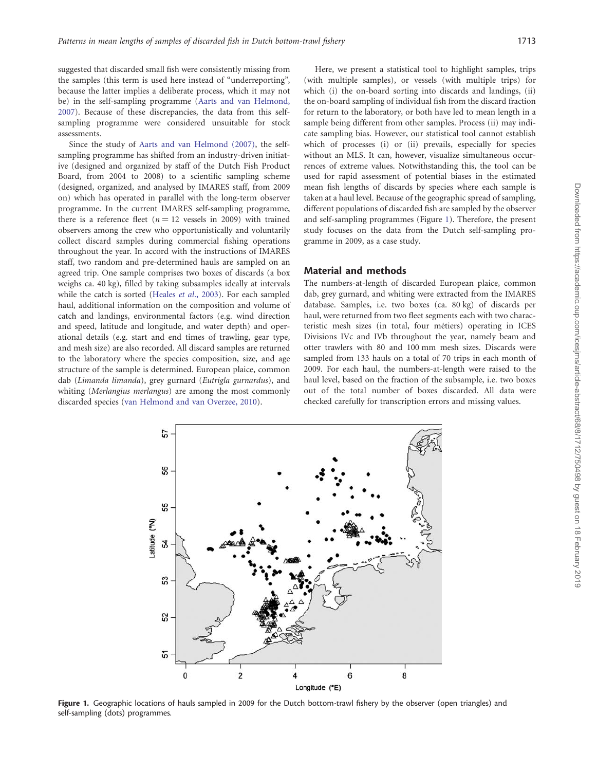suggested that discarded small fish were consistently missing from the samples (this term is used here instead of "underreporting", because the latter implies a deliberate process, which it may not be) in the self-sampling programme (Aarts and van Helmond, 2007). Because of these discrepancies, the data from this self-sampling programme were considered unsuitable for stock assessments.

Since the study of Aarts and van Helmond (2007), the self-sampling programme has shifted from an industry-driven initiative (designed and organized by staff of the Dutch Fish Product Board, from 2004 to 2008) to a scientific sampling scheme (designed, organized, and analysed by IMARES staff, from 2009 on) which has operated in parallel with the long-term observer programme. In the current IMARES self-sampling programme, there is a reference fleet ($n = 12$ vessels in 2009) with trained observers among the crew who opportunistically and voluntarily collect discard samples during commercial fishing operations throughout the year. In accord with the instructions of IMARES staff, two random and pre-determined hauls are sampled on an agreed trip. One sample comprises two boxes of discards (a box weighs ca. 40 kg), filled by taking subsamples ideally at intervals while the catch is sorted (Heales *et al.*, 2003). For each sampled haul, additional information on the composition and volume of catch and landings, environmental factors (e.g. wind direction and speed, latitude and longitude, and water depth) and operational details (e.g. start and end times of trawling, gear type, and mesh size) are also recorded. All discard samples are returned to the laboratory where the species composition, size, and age structure of the sample is determined. European plaice, common dab (*Limanda limanda*), grey gurnard (*Eutrigla gurnardus*), and whiting (*Merlangius merlangus*) are among the most commonly discarded species (van Helmond and van Overzee, 2010).

Here, we present a statistical tool to highlight samples, trips (with multiple samples), or vessels (with multiple trips) for which (i) the on-board sorting into discards and landings, (ii) the on-board sampling of individual fish from the discard fraction for return to the laboratory, or both have led to mean length in a sample being different from other samples. Process (ii) may indicate sampling bias. However, our statistical tool cannot establish which of processes (i) or (ii) prevails, especially for species without an MLS. It can, however, visualize simultaneous occurrences of extreme values. Notwithstanding this, the tool can be used for rapid assessment of potential biases in the estimated mean fish lengths of discards by species where each sample is taken at a haul level. Because of the geographic spread of sampling, different populations of discarded fish are sampled by the observer and self-sampling programmes (Figure 1). Therefore, the present study focuses on the data from the Dutch self-sampling programme in 2009, as a case study.

## Material and methods

The numbers-at-length of discarded European plaice, common dab, grey gurnard, and whiting were extracted from the IMARES database. Samples, i.e. two boxes (ca. 80 kg) of discards per haul, were returned from two fleet segments each with two characteristic mesh sizes (in total, four métiers) operating in ICES Divisions IVc and IVb throughout the year, namely beam and otter trawlers with 80 and 100 mm mesh sizes. Discards were sampled from 133 hauls on a total of 70 trips in each month of 2009. For each haul, the numbers-at-length were raised to the haul level, based on the fraction of the subsample, i.e. two boxes out of the total number of boxes discarded. All data were checked carefully for transcription errors and missing values.

57
56
55
54
53
52
51
Latitude (°N)
0
2
4
6
8
Longitude (°E)

**Figure 1.** Geographic locations of hauls sampled in 2009 for the Dutch bottom-trawl fishery by the observer (open triangles) and self-sampling (dots) programmes.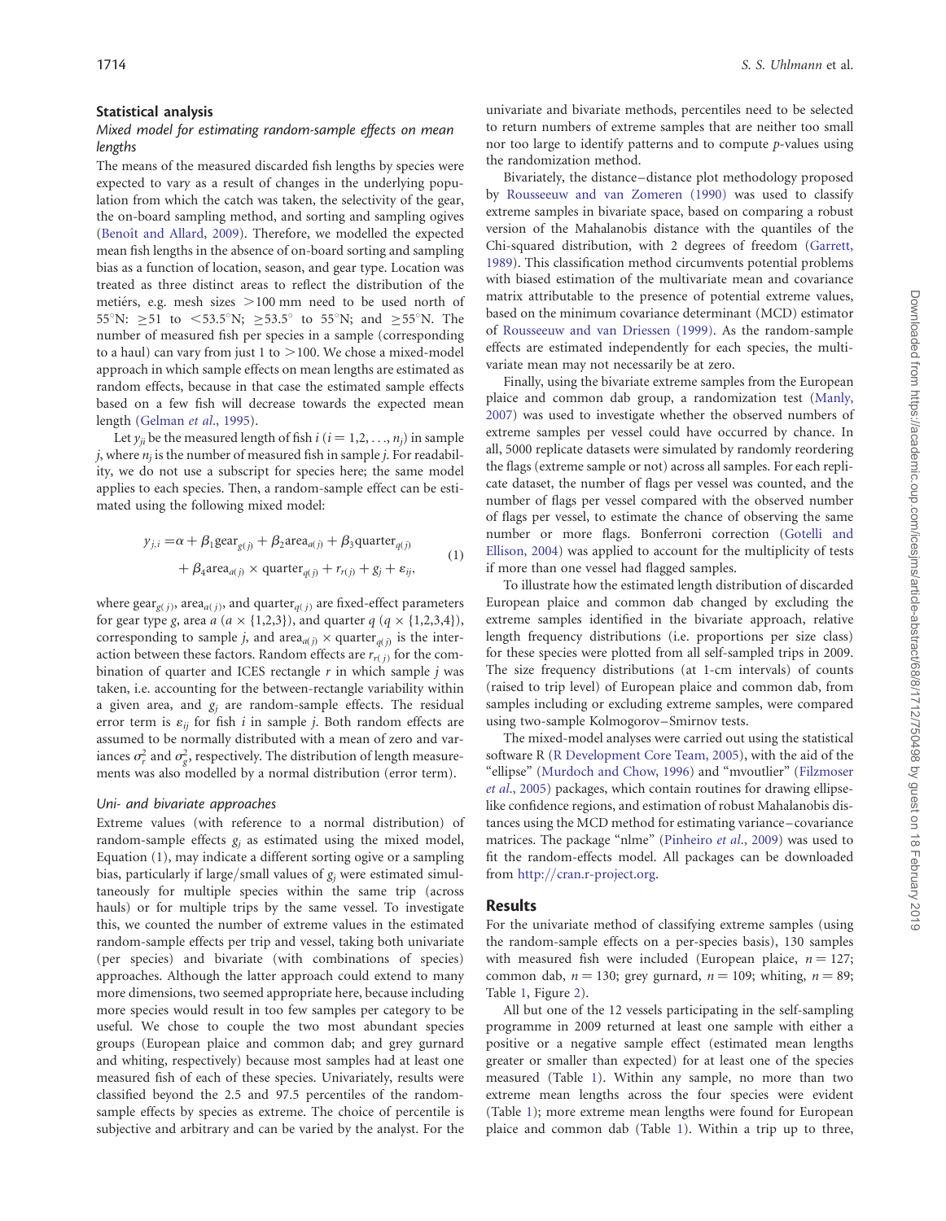## Statistical analysis

### *Mixed model for estimating random-sample effects on mean lengths*

The means of the measured discarded fish lengths by species were expected to vary as a result of changes in the underlying population from which the catch was taken, the selectivity of the gear, the on-board sampling method, and sorting and sampling ogives (Benoît and Allard, 2009). Therefore, we modelled the expected mean fish lengths in the absence of on-board sorting and sampling bias as a function of location, season, and gear type. Location was treated as three distinct areas to reflect the distribution of the metiérs, e.g. mesh sizes >100 mm need to be used north of 55°N: ≥51 to <53.5°N; ≥53.5° to 55°N; and ≥55°N. The number of measured fish per species in a sample (corresponding to a haul) can vary from just 1 to >100. We chose a mixed-model approach in which sample effects on mean lengths are estimated as random effects, because in that case the estimated sample effects based on a few fish will decrease towards the expected mean length (Gelman *et al*., 1995).

Let $y_{ji}$ be the measured length of fish $i$ ($i = 1,2, \ldots, n_j$) in sample $j$, where $n_j$ is the number of measured fish in sample $j$. For readability, we do not use a subscript for species here; the same model applies to each species. Then, a random-sample effect can be estimated using the following mixed model:

$$
\begin{aligned}
y_{j,i} = {} & \alpha + \beta_1 \text{gear}_{g(j)} + \beta_2 \text{area}_{a(j)} + \beta_3 \text{quarter}_{q(j)} \\
& + \beta_4 \text{area}_{a(j)} \times \text{quarter}_{q(j)} + r_{r(j)} + g_j + \varepsilon_{ij},
\end{aligned}
\tag{1}
$$

where $\text{gear}_{g(j)}$, $\text{area}_{a(j)}$, and $\text{quarter}_{q(j)}$ are fixed-effect parameters for gear type $g$, area $a$ ($a \times \{1,2,3\}$), and quarter $q$ ($q \times \{1,2,3,4\}$), corresponding to sample $j$, and $\text{area}_{a(j)} \times \text{quarter}_{q(j)}$ is the interaction between these factors. Random effects are $r_{r(j)}$ for the combination of quarter and ICES rectangle $r$ in which sample $j$ was taken, i.e. accounting for the between-rectangle variability within a given area, and $g_j$ are random-sample effects. The residual error term is $\varepsilon_{ij}$ for fish $i$ in sample $j$. Both random effects are assumed to be normally distributed with a mean of zero and variances $\sigma_r^2$ and $\sigma_g^2$, respectively. The distribution of length measurements was also modelled by a normal distribution (error term).

### *Uni- and bivariate approaches*

Extreme values (with reference to a normal distribution) of random-sample effects $g_j$ as estimated using the mixed model, Equation (1), may indicate a different sorting ogive or a sampling bias, particularly if large/small values of $g_j$ were estimated simultaneously for multiple species within the same trip (across hauls) or for multiple trips by the same vessel. To investigate this, we counted the number of extreme values in the estimated random-sample effects per trip and vessel, taking both univariate (per species) and bivariate (with combinations of species) approaches. Although the latter approach could extend to many more dimensions, two seemed appropriate here, because including more species would result in too few samples per category to be useful. We chose to couple the two most abundant species groups (European plaice and common dab; and grey gurnard and whiting, respectively) because most samples had at least one measured fish of each of these species. Univariately, results were classified beyond the 2.5 and 97.5 percentiles of the random-sample effects by species as extreme. The choice of percentile is subjective and arbitrary and can be varied by the analyst. For the univariate and bivariate methods, percentiles need to be selected to return numbers of extreme samples that are neither too small nor too large to identify patterns and to compute *p*-values using the randomization method.

Bivariately, the distance–distance plot methodology proposed by Rousseeuw and van Zomeren (1990) was used to classify extreme samples in bivariate space, based on comparing a robust version of the Mahalanobis distance with the quantiles of the Chi-squared distribution, with 2 degrees of freedom (Garrett, 1989). This classification method circumvents potential problems with biased estimation of the multivariate mean and covariance matrix attributable to the presence of potential extreme values, based on the minimum covariance determinant (MCD) estimator of Rousseeuw and van Driessen (1999). As the random-sample effects are estimated independently for each species, the multivariate mean may not necessarily be at zero.

Finally, using the bivariate extreme samples from the European plaice and common dab group, a randomization test (Manly, 2007) was used to investigate whether the observed numbers of extreme samples per vessel could have occurred by chance. In all, 5000 replicate datasets were simulated by randomly reordering the flags (extreme sample or not) across all samples. For each replicate dataset, the number of flags per vessel was counted, and the number of flags per vessel compared with the observed number of flags per vessel, to estimate the chance of observing the same number or more flags. Bonferroni correction (Gotelli and Ellison, 2004) was applied to account for the multiplicity of tests if more than one vessel had flagged samples.

To illustrate how the estimated length distribution of discarded European plaice and common dab changed by excluding the extreme samples identified in the bivariate approach, relative length frequency distributions (i.e. proportions per size class) for these species were plotted from all self-sampled trips in 2009. The size frequency distributions (at 1-cm intervals) of counts (raised to trip level) of European plaice and common dab, from samples including or excluding extreme samples, were compared using two-sample Kolmogorov–Smirnov tests.

The mixed-model analyses were carried out using the statistical software R (R Development Core Team, 2005), with the aid of the "ellipse" (Murdoch and Chow, 1996) and "mvoutlier" (Filzmoser *et al*., 2005) packages, which contain routines for drawing ellipse-like confidence regions, and estimation of robust Mahalanobis distances using the MCD method for estimating variance–covariance matrices. The package "nlme" (Pinheiro *et al*., 2009) was used to fit the random-effects model. All packages can be downloaded from http://cran.r-project.org.

## Results

For the univariate method of classifying extreme samples (using the random-sample effects on a per-species basis), 130 samples with measured fish were included (European plaice, $n = 127$; common dab, $n = 130$; grey gurnard, $n = 109$; whiting, $n = 89$; Table 1, Figure 2).

All but one of the 12 vessels participating in the self-sampling programme in 2009 returned at least one sample with either a positive or a negative sample effect (estimated mean lengths greater or smaller than expected) for at least one of the species measured (Table 1). Within any sample, no more than two extreme mean lengths across the four species were evident (Table 1); more extreme mean lengths were found for European plaice and common dab (Table 1). Within a trip up to three,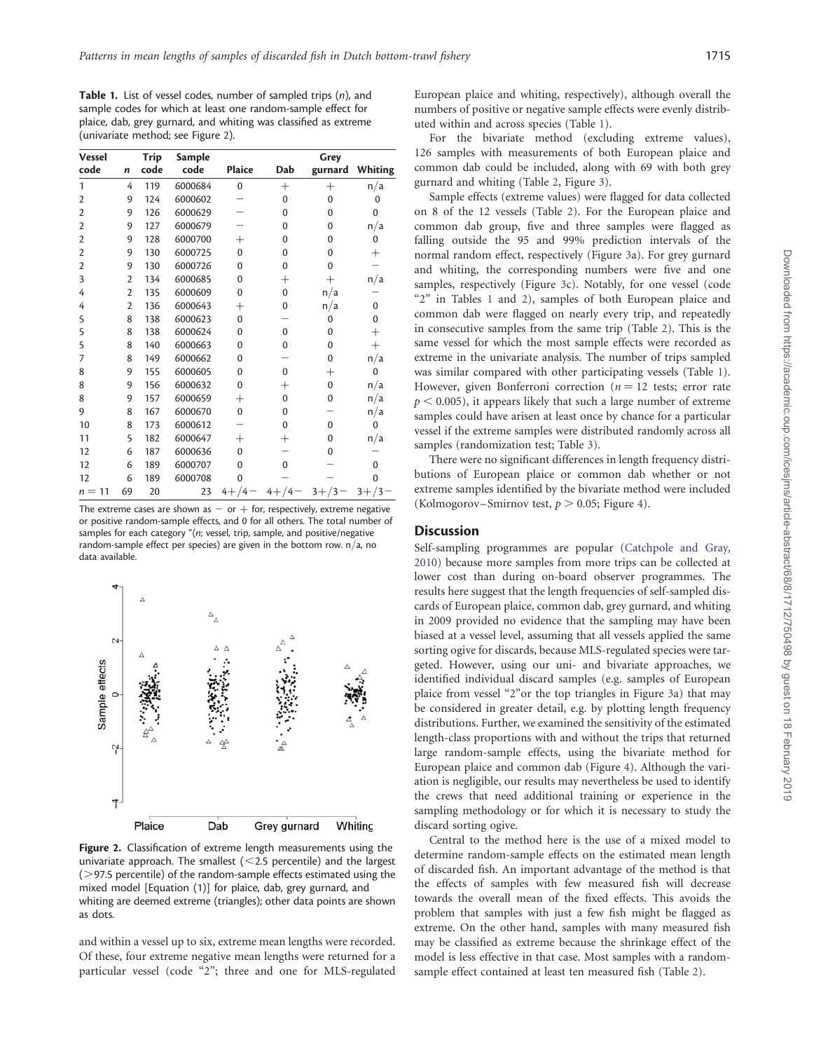**Table 1.** List of vessel codes, number of sampled trips (*n*), and sample codes for which at least one random-sample effect for plaice, dab, grey gurnard, and whiting was classified as extreme (univariate method; see Figure 2).

| Vessel code | *n* | Trip code | Sample code | Plaice | Dab | Grey gurnard | Whiting |
|---|---|---|---|---|---|---|---|
| 1 | 4 | 119 | 6000684 | 0 | + | + | n/a |
| 2 | 9 | 124 | 6000602 | − | 0 | 0 | 0 |
| 2 | 9 | 126 | 6000629 | − | 0 | 0 | 0 |
| 2 | 9 | 127 | 6000679 | − | 0 | 0 | n/a |
| 2 | 9 | 128 | 6000700 | + | 0 | 0 | 0 |
| 2 | 9 | 130 | 6000725 | 0 | 0 | 0 | + |
| 2 | 9 | 130 | 6000726 | 0 | 0 | 0 | − |
| 3 | 2 | 134 | 6000685 | 0 | + | + | n/a |
| 4 | 2 | 135 | 6000609 | 0 | 0 | n/a | − |
| 4 | 2 | 136 | 6000643 | + | 0 | n/a | 0 |
| 5 | 8 | 138 | 6000623 | 0 | − | 0 | 0 |
| 5 | 8 | 138 | 6000624 | 0 | 0 | 0 | + |
| 5 | 8 | 140 | 6000663 | 0 | 0 | 0 | + |
| 7 | 8 | 149 | 6000662 | 0 | − | 0 | n/a |
| 8 | 9 | 155 | 6000605 | 0 | 0 | + | 0 |
| 8 | 9 | 156 | 6000632 | 0 | + | 0 | n/a |
| 8 | 9 | 157 | 6000659 | + | 0 | 0 | n/a |
| 9 | 8 | 167 | 6000670 | 0 | 0 | − | n/a |
| 10 | 8 | 173 | 6000612 | − | 0 | 0 | 0 |
| 11 | 5 | 182 | 6000647 | + | + | 0 | n/a |
| 12 | 6 | 187 | 6000636 | 0 | − | 0 | − |
| 12 | 6 | 189 | 6000707 | 0 | 0 | − | 0 |
| 12 | 6 | 189 | 6000708 | 0 | − | − | 0 |
| $n = 11$ | 69 | 20 | 23 | 4+/4− | 4+/4− | 3+/3− | 3+/3− |

The extreme cases are shown as − or + for, respectively, extreme negative or positive random-sample effects, and 0 for all others. The total number of samples for each category "(*n*; vessel, trip, sample, and positive/negative random-sample effect per species) are given in the bottom row. n/a, no data available.

**Figure 2.** Classification of extreme length measurements using the univariate approach. The smallest (<2.5 percentile) and the largest (>97.5 percentile) of the random-sample effects estimated using the mixed model [Equation (1)] for plaice, dab, grey gurnard, and whiting are deemed extreme (triangles); other data points are shown as dots.

and within a vessel up to six, extreme mean lengths were recorded. Of these, four extreme negative mean lengths were returned for a particular vessel (code "2"; three and one for MLS-regulated European plaice and whiting, respectively), although overall the numbers of positive or negative sample effects were evenly distributed within and across species (Table 1).

For the bivariate method (excluding extreme values), 126 samples with measurements of both European plaice and common dab could be included, along with 69 with both grey gurnard and whiting (Table 2, Figure 3).

Sample effects (extreme values) were flagged for data collected on 8 of the 12 vessels (Table 2). For the European plaice and common dab group, five and three samples were flagged as falling outside the 95 and 99% prediction intervals of the normal random effect, respectively (Figure 3a). For grey gurnard and whiting, the corresponding numbers were five and one samples, respectively (Figure 3c). Notably, for one vessel (code "2" in Tables 1 and 2), samples of both European plaice and common dab were flagged on nearly every trip, and repeatedly in consecutive samples from the same trip (Table 2). This is the same vessel for which the most sample effects were recorded as extreme in the univariate analysis. The number of trips sampled was similar compared with other participating vessels (Table 1). However, given Bonferroni correction ($n = 12$ tests; error rate $p < 0.005$), it appears likely that such a large number of extreme samples could have arisen at least once by chance for a particular vessel if the extreme samples were distributed randomly across all samples (randomization test; Table 3).

There were no significant differences in length frequency distributions of European plaice or common dab whether or not extreme samples identified by the bivariate method were included (Kolmogorov–Smirnov test, $p > 0.05$; Figure 4).

## Discussion

Self-sampling programmes are popular (Catchpole and Gray, 2010) because more samples from more trips can be collected at lower cost than during on-board observer programmes. The results here suggest that the length frequencies of self-sampled discards of European plaice, common dab, grey gurnard, and whiting in 2009 provided no evidence that the sampling may have been biased at a vessel level, assuming that all vessels applied the same sorting ogive for discards, because MLS-regulated species were targeted. However, using our uni- and bivariate approaches, we identified individual discard samples (e.g. samples of European plaice from vessel "2"or the top triangles in Figure 3a) that may be considered in greater detail, e.g. by plotting length frequency distributions. Further, we examined the sensitivity of the estimated length-class proportions with and without the trips that returned large random-sample effects, using the bivariate method for European plaice and common dab (Figure 4). Although the variation is negligible, our results may nevertheless be used to identify the crews that need additional training or experience in the sampling methodology or for which it is necessary to study the discard sorting ogive.

Central to the method here is the use of a mixed model to determine random-sample effects on the estimated mean length of discarded fish. An important advantage of the method is that the effects of samples with few measured fish will decrease towards the overall mean of the fixed effects. This avoids the problem that samples with just a few fish might be flagged as extreme. On the other hand, samples with many measured fish may be classified as extreme because the shrinkage effect of the model is less effective in that case. Most samples with a random-sample effect contained at least ten measured fish (Table 2).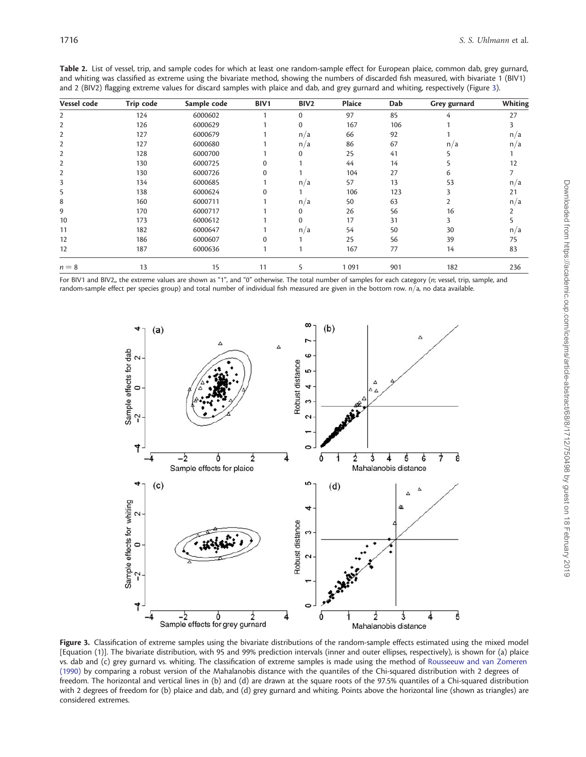**Table 2.** List of vessel, trip, and sample codes for which at least one random-sample effect for European plaice, common dab, grey gurnard, and whiting was classified as extreme using the bivariate method, showing the numbers of discarded fish measured, with bivariate 1 (BIV1) and 2 (BIV2) flagging extreme values for discard samples with plaice and dab, and grey gurnard and whiting, respectively (Figure 3).

| Vessel code | Trip code | Sample code | BIV1 | BIV2 | Plaice | Dab | Grey gurnard | Whiting |
|---|---|---|---|---|---|---|---|---|
| 2 | 124 | 6000602 | 1 | 0 | 97 | 85 | 4 | 27 |
| 2 | 126 | 6000629 | 1 | 0 | 167 | 106 | 1 | 3 |
| 2 | 127 | 6000679 | 1 | n/a | 66 | 92 | 1 | n/a |
| 2 | 127 | 6000680 | 1 | n/a | 86 | 67 | n/a | n/a |
| 2 | 128 | 6000700 | 1 | 0 | 25 | 41 | 5 | 1 |
| 2 | 130 | 6000725 | 0 | 1 | 44 | 14 | 5 | 12 |
| 2 | 130 | 6000726 | 0 | 1 | 104 | 27 | 6 | 7 |
| 3 | 134 | 6000685 | 1 | n/a | 57 | 13 | 53 | n/a |
| 5 | 138 | 6000624 | 0 | 1 | 106 | 123 | 3 | 21 |
| 8 | 160 | 6000711 | 1 | n/a | 50 | 63 | 2 | n/a |
| 9 | 170 | 6000717 | 1 | 0 | 26 | 56 | 16 | 2 |
| 10 | 173 | 6000612 | 1 | 0 | 17 | 31 | 3 | 5 |
| 11 | 182 | 6000647 | 1 | n/a | 54 | 50 | 30 | n/a |
| 12 | 186 | 6000607 | 0 | 1 | 25 | 56 | 39 | 75 |
| 12 | 187 | 6000636 | 1 | 1 | 167 | 77 | 14 | 83 |
| $n = 8$ | 13 | 15 | 11 | 5 | 1 091 | 901 | 182 | 236 |

For BIV1 and BIV2,, the extreme values are shown as "1", and "0" otherwise. The total number of samples for each category ($n$; vessel, trip, sample, and random-sample effect per species group) and total number of individual fish measured are given in the bottom row. n/a, no data available.

**Figure 3.** Classification of extreme samples using the bivariate distributions of the random-sample effects estimated using the mixed model [Equation (1)]. The bivariate distribution, with 95 and 99% prediction intervals (inner and outer ellipses, respectively), is shown for (a) plaice vs. dab and (c) grey gurnard vs. whiting. The classification of extreme samples is made using the method of Rousseeuw and van Zomeren (1990) by comparing a robust version of the Mahalanobis distance with the quantiles of the Chi-squared distribution with 2 degrees of freedom. The horizontal and vertical lines in (b) and (d) are drawn at the square roots of the 97.5% quantiles of a Chi-squared distribution with 2 degrees of freedom for (b) plaice and dab, and (d) grey gurnard and whiting. Points above the horizontal line (shown as triangles) are considered extremes.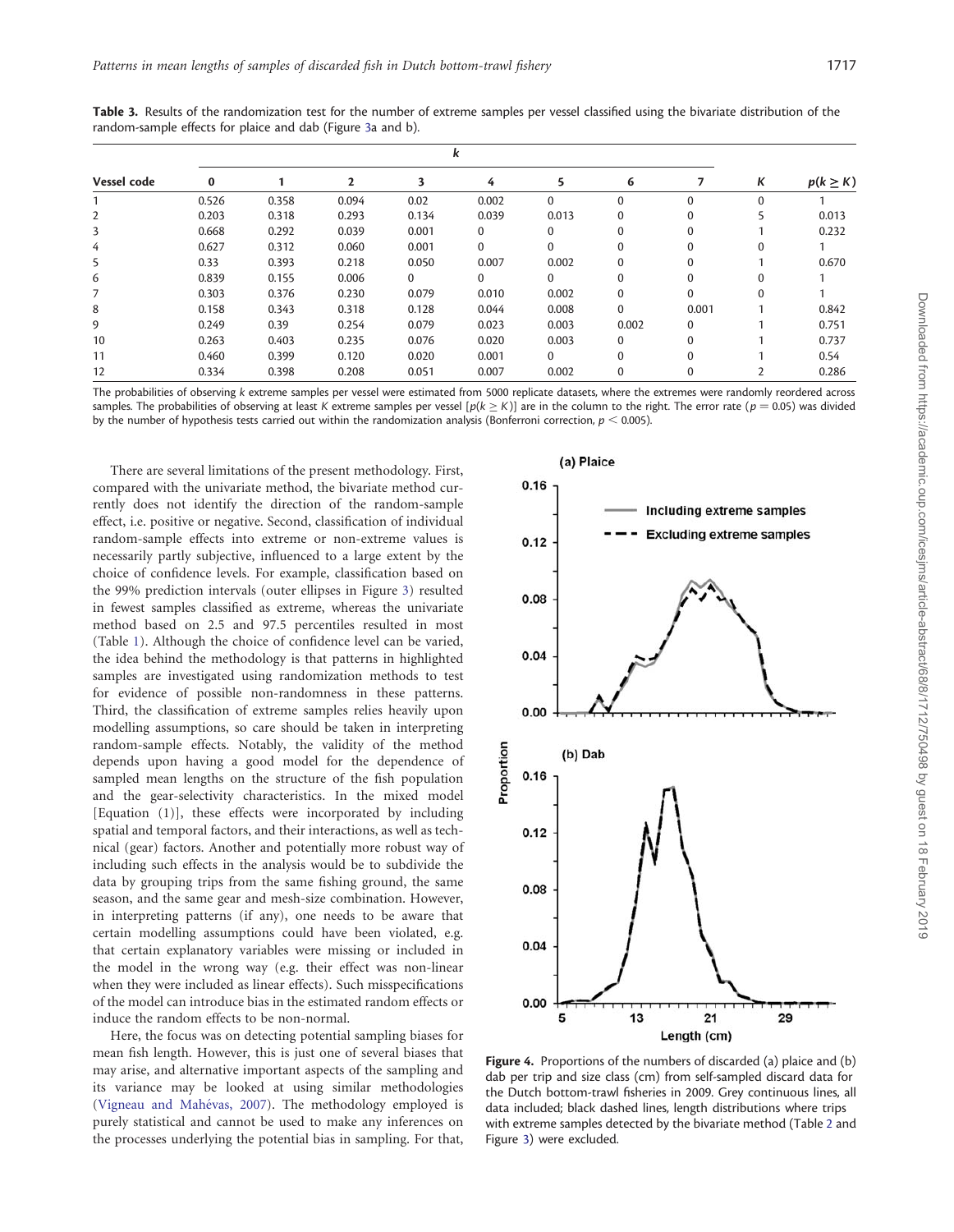**Table 3.** Results of the randomization test for the number of extreme samples per vessel classified using the bivariate distribution of the random-sample effects for plaice and dab (Figure 3a and b).

| Vessel code | *k* | | | | | | | | *K* | $p(k \geq K)$ |
|---|---|---|---|---|---|---|---|---|---|---|
| | 0 | 1 | 2 | 3 | 4 | 5 | 6 | 7 | | |
| 1 | 0.526 | 0.358 | 0.094 | 0.02 | 0.002 | 0 | 0 | 0 | 0 | 1 |
| 2 | 0.203 | 0.318 | 0.293 | 0.134 | 0.039 | 0.013 | 0 | 0 | 5 | 0.013 |
| 3 | 0.668 | 0.292 | 0.039 | 0.001 | 0 | 0 | 0 | 0 | 1 | 0.232 |
| 4 | 0.627 | 0.312 | 0.060 | 0.001 | 0 | 0 | 0 | 0 | 0 | 1 |
| 5 | 0.33 | 0.393 | 0.218 | 0.050 | 0.007 | 0.002 | 0 | 0 | 1 | 0.670 |
| 6 | 0.839 | 0.155 | 0.006 | 0 | 0 | 0 | 0 | 0 | 0 | 1 |
| 7 | 0.303 | 0.376 | 0.230 | 0.079 | 0.010 | 0.002 | 0 | 0 | 0 | 1 |
| 8 | 0.158 | 0.343 | 0.318 | 0.128 | 0.044 | 0.008 | 0 | 0.001 | 1 | 0.842 |
| 9 | 0.249 | 0.39 | 0.254 | 0.079 | 0.023 | 0.003 | 0.002 | 0 | 1 | 0.751 |
| 10 | 0.263 | 0.403 | 0.235 | 0.076 | 0.020 | 0.003 | 0 | 0 | 1 | 0.737 |
| 11 | 0.460 | 0.399 | 0.120 | 0.020 | 0.001 | 0 | 0 | 0 | 1 | 0.54 |
| 12 | 0.334 | 0.398 | 0.208 | 0.051 | 0.007 | 0.002 | 0 | 0 | 2 | 0.286 |

The probabilities of observing *k* extreme samples per vessel were estimated from 5000 replicate datasets, where the extremes were randomly reordered across samples. The probabilities of observing at least *K* extreme samples per vessel [$p(k \geq K)$] are in the column to the right. The error rate ($p = 0.05$) was divided by the number of hypothesis tests carried out within the randomization analysis (Bonferroni correction, $p < 0.005$).

There are several limitations of the present methodology. First, compared with the univariate method, the bivariate method currently does not identify the direction of the random-sample effect, i.e. positive or negative. Second, classification of individual random-sample effects into extreme or non-extreme values is necessarily partly subjective, influenced to a large extent by the choice of confidence levels. For example, classification based on the 99% prediction intervals (outer ellipses in Figure 3) resulted in fewest samples classified as extreme, whereas the univariate method based on 2.5 and 97.5 percentiles resulted in most (Table 1). Although the choice of confidence level can be varied, the idea behind the methodology is that patterns in highlighted samples are investigated using randomization methods to test for evidence of possible non-randomness in these patterns. Third, the classification of extreme samples relies heavily upon modelling assumptions, so care should be taken in interpreting random-sample effects. Notably, the validity of the method depends upon having a good model for the dependence of sampled mean lengths on the structure of the fish population and the gear-selectivity characteristics. In the mixed model [Equation (1)], these effects were incorporated by including spatial and temporal factors, and their interactions, as well as technical (gear) factors. Another and potentially more robust way of including such effects in the analysis would be to subdivide the data by grouping trips from the same fishing ground, the same season, and the same gear and mesh-size combination. However, in interpreting patterns (if any), one needs to be aware that certain modelling assumptions could have been violated, e.g. that certain explanatory variables were missing or included in the model in the wrong way (e.g. their effect was non-linear when they were included as linear effects). Such misspecifications of the model can introduce bias in the estimated random effects or induce the random effects to be non-normal.

Here, the focus was on detecting potential sampling biases for mean fish length. However, this is just one of several biases that may arise, and alternative important aspects of the sampling and its variance may be looked at using similar methodologies (Vigneau and Mahévas, 2007). The methodology employed is purely statistical and cannot be used to make any inferences on the processes underlying the potential bias in sampling. For that,

**Figure 4.** Proportions of the numbers of discarded (a) plaice and (b) dab per trip and size class (cm) from self-sampled discard data for the Dutch bottom-trawl fisheries in 2009. Grey continuous lines, all data included; black dashed lines, length distributions where trips with extreme samples detected by the bivariate method (Table 2 and Figure 3) were excluded.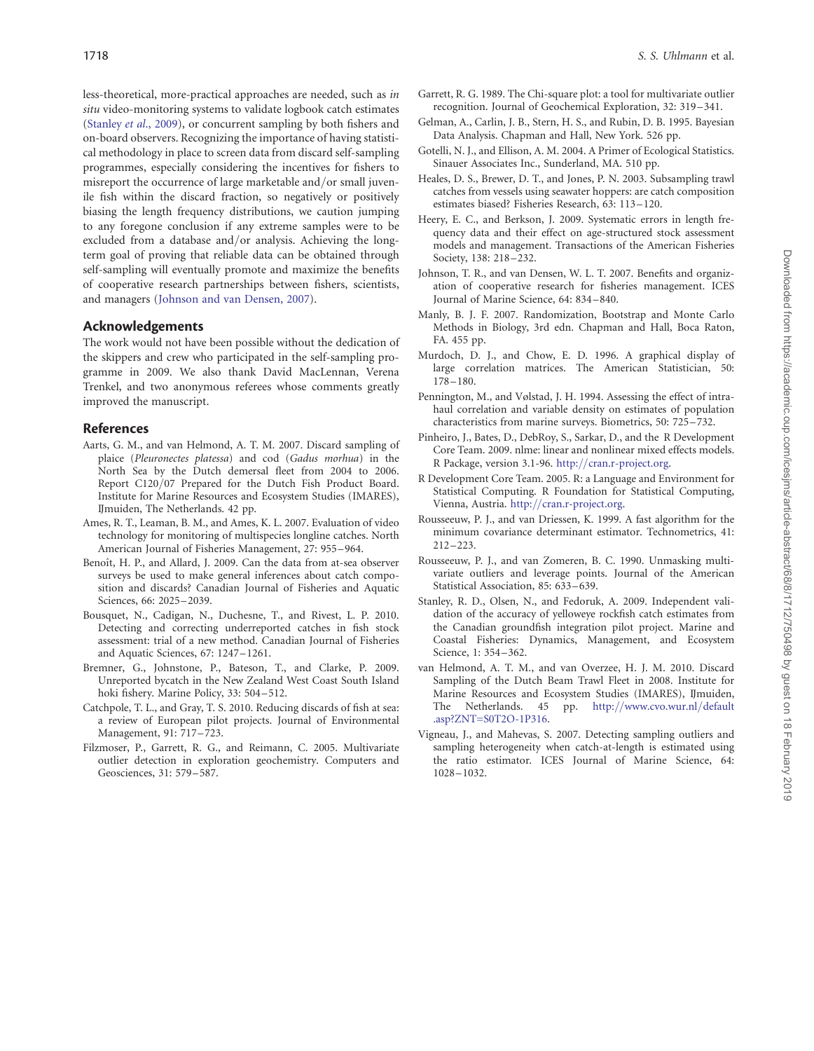less-theoretical, more-practical approaches are needed, such as *in situ* video-monitoring systems to validate logbook catch estimates (Stanley *et al.*, 2009), or concurrent sampling by both fishers and on-board observers. Recognizing the importance of having statistical methodology in place to screen data from discard self-sampling programmes, especially considering the incentives for fishers to misreport the occurrence of large marketable and/or small juvenile fish within the discard fraction, so negatively or positively biasing the length frequency distributions, we caution jumping to any foregone conclusion if any extreme samples were to be excluded from a database and/or analysis. Achieving the long-term goal of proving that reliable data can be obtained through self-sampling will eventually promote and maximize the benefits of cooperative research partnerships between fishers, scientists, and managers (Johnson and van Densen, 2007).

## Acknowledgements

The work would not have been possible without the dedication of the skippers and crew who participated in the self-sampling programme in 2009. We also thank David MacLennan, Verena Trenkel, and two anonymous referees whose comments greatly improved the manuscript.

## References

Aarts, G. M., and van Helmond, A. T. M. 2007. Discard sampling of plaice (*Pleuronectes platessa*) and cod (*Gadus morhua*) in the North Sea by the Dutch demersal fleet from 2004 to 2006. Report C120/07 Prepared for the Dutch Fish Product Board. Institute for Marine Resources and Ecosystem Studies (IMARES), IJmuiden, The Netherlands. 42 pp.

Ames, R. T., Leaman, B. M., and Ames, K. L. 2007. Evaluation of video technology for monitoring of multispecies longline catches. North American Journal of Fisheries Management, 27: 955–964.

Benoît, H. P., and Allard, J. 2009. Can the data from at-sea observer surveys be used to make general inferences about catch composition and discards? Canadian Journal of Fisheries and Aquatic Sciences, 66: 2025–2039.

Bousquet, N., Cadigan, N., Duchesne, T., and Rivest, L. P. 2010. Detecting and correcting underreported catches in fish stock assessment: trial of a new method. Canadian Journal of Fisheries and Aquatic Sciences, 67: 1247–1261.

Bremner, G., Johnstone, P., Bateson, T., and Clarke, P. 2009. Unreported bycatch in the New Zealand West Coast South Island hoki fishery. Marine Policy, 33: 504–512.

Catchpole, T. L., and Gray, T. S. 2010. Reducing discards of fish at sea: a review of European pilot projects. Journal of Environmental Management, 91: 717–723.

Filzmoser, P., Garrett, R. G., and Reimann, C. 2005. Multivariate outlier detection in exploration geochemistry. Computers and Geosciences, 31: 579–587.

Garrett, R. G. 1989. The Chi-square plot: a tool for multivariate outlier recognition. Journal of Geochemical Exploration, 32: 319–341.

Gelman, A., Carlin, J. B., Stern, H. S., and Rubin, D. B. 1995. Bayesian Data Analysis. Chapman and Hall, New York. 526 pp.

Gotelli, N. J., and Ellison, A. M. 2004. A Primer of Ecological Statistics. Sinauer Associates Inc., Sunderland, MA. 510 pp.

Heales, D. S., Brewer, D. T., and Jones, P. N. 2003. Subsampling trawl catches from vessels using seawater hoppers: are catch composition estimates biased? Fisheries Research, 63: 113–120.

Heery, E. C., and Berkson, J. 2009. Systematic errors in length frequency data and their effect on age-structured stock assessment models and management. Transactions of the American Fisheries Society, 138: 218–232.

Johnson, T. R., and van Densen, W. L. T. 2007. Benefits and organization of cooperative research for fisheries management. ICES Journal of Marine Science, 64: 834–840.

Manly, B. J. F. 2007. Randomization, Bootstrap and Monte Carlo Methods in Biology, 3rd edn. Chapman and Hall, Boca Raton, FA. 455 pp.

Murdoch, D. J., and Chow, E. D. 1996. A graphical display of large correlation matrices. The American Statistician, 50: 178–180.

Pennington, M., and Vølstad, J. H. 1994. Assessing the effect of intra-haul correlation and variable density on estimates of population characteristics from marine surveys. Biometrics, 50: 725–732.

Pinheiro, J., Bates, D., DebRoy, S., Sarkar, D., and the R Development Core Team. 2009. nlme: linear and nonlinear mixed effects models. R Package, version 3.1-96. http://cran.r-project.org.

R Development Core Team. 2005. R: a Language and Environment for Statistical Computing. R Foundation for Statistical Computing, Vienna, Austria. http://cran.r-project.org.

Rousseeuw, P. J., and van Driessen, K. 1999. A fast algorithm for the minimum covariance determinant estimator. Technometrics, 41: 212–223.

Rousseeuw, P. J., and van Zomeren, B. C. 1990. Unmasking multivariate outliers and leverage points. Journal of the American Statistical Association, 85: 633–639.

Stanley, R. D., Olsen, N., and Fedoruk, A. 2009. Independent validation of the accuracy of yelloweye rockfish catch estimates from the Canadian groundfish integration pilot project. Marine and Coastal Fisheries: Dynamics, Management, and Ecosystem Science, 1: 354–362.

van Helmond, A. T. M., and van Overzee, H. J. M. 2010. Discard Sampling of the Dutch Beam Trawl Fleet in 2008. Institute for Marine Resources and Ecosystem Studies (IMARES), IJmuiden, The Netherlands. 45 pp. http://www.cvo.wur.nl/default.asp?ZNT=S0T2O-1P316.

Vigneau, J., and Mahevas, S. 2007. Detecting sampling outliers and sampling heterogeneity when catch-at-length is estimated using the ratio estimator. ICES Journal of Marine Science, 64: 1028–1032.